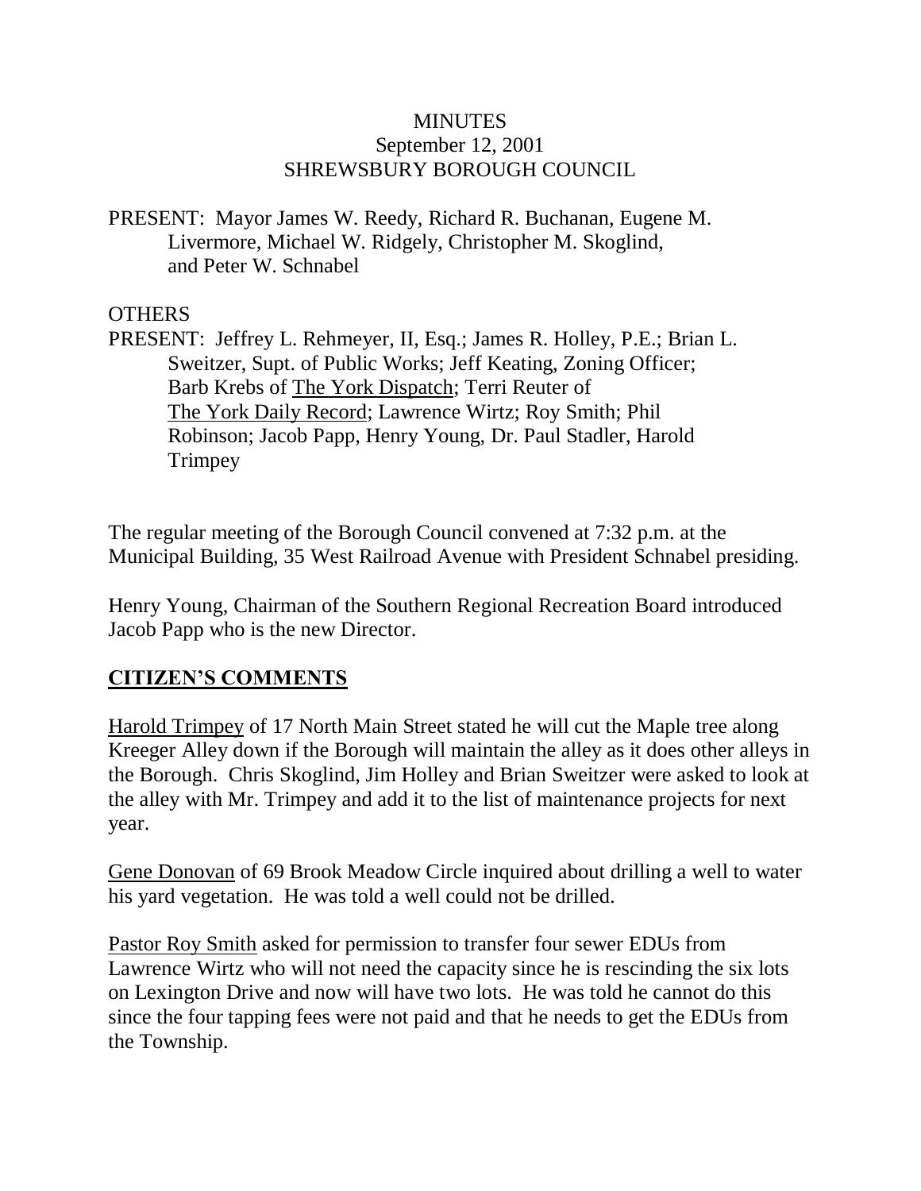# MINUTES
## September 12, 2001
## SHREWSBURY BOROUGH COUNCIL

PRESENT: Mayor James W. Reedy, Richard R. Buchanan, Eugene M. Livermore, Michael W. Ridgely, Christopher M. Skoglind, and Peter W. Schnabel

OTHERS

PRESENT: Jeffrey L. Rehmeyer, II, Esq.; James R. Holley, P.E.; Brian L. Sweitzer, Supt. of Public Works; Jeff Keating, Zoning Officer; Barb Krebs of The York Dispatch; Terri Reuter of The York Daily Record; Lawrence Wirtz; Roy Smith; Phil Robinson; Jacob Papp, Henry Young, Dr. Paul Stadler, Harold Trimpey

The regular meeting of the Borough Council convened at 7:32 p.m. at the Municipal Building, 35 West Railroad Avenue with President Schnabel presiding.

Henry Young, Chairman of the Southern Regional Recreation Board introduced Jacob Papp who is the new Director.

## CITIZEN'S COMMENTS

Harold Trimpey of 17 North Main Street stated he will cut the Maple tree along Kreeger Alley down if the Borough will maintain the alley as it does other alleys in the Borough. Chris Skoglind, Jim Holley and Brian Sweitzer were asked to look at the alley with Mr. Trimpey and add it to the list of maintenance projects for next year.

Gene Donovan of 69 Brook Meadow Circle inquired about drilling a well to water his yard vegetation. He was told a well could not be drilled.

Pastor Roy Smith asked for permission to transfer four sewer EDUs from Lawrence Wirtz who will not need the capacity since he is rescinding the six lots on Lexington Drive and now will have two lots. He was told he cannot do this since the four tapping fees were not paid and that he needs to get the EDUs from the Township.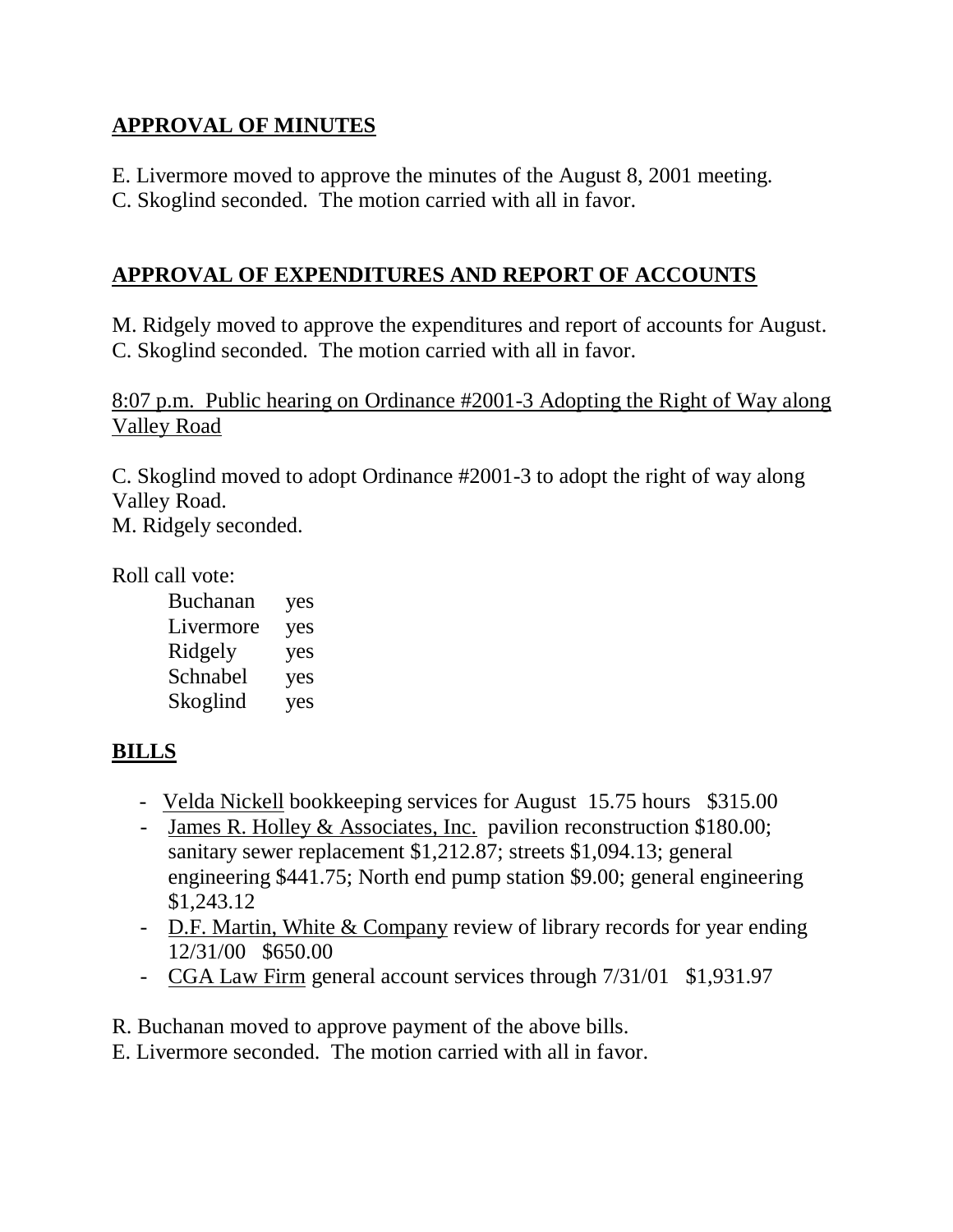## APPROVAL OF MINUTES

E. Livermore moved to approve the minutes of the August 8, 2001 meeting.
C. Skoglind seconded. The motion carried with all in favor.

## APPROVAL OF EXPENDITURES AND REPORT OF ACCOUNTS

M. Ridgely moved to approve the expenditures and report of accounts for August.
C. Skoglind seconded. The motion carried with all in favor.

8:07 p.m. Public hearing on Ordinance #2001-3 Adopting the Right of Way along Valley Road

C. Skoglind moved to adopt Ordinance #2001-3 to adopt the right of way along Valley Road.
M. Ridgely seconded.

Roll call vote:

| | |
|---|---|
| Buchanan | yes |
| Livermore | yes |
| Ridgely | yes |
| Schnabel | yes |
| Skoglind | yes |

## BILLS

- Velda Nickell bookkeeping services for August 15.75 hours $315.00
- James R. Holley & Associates, Inc. pavilion reconstruction $180.00; sanitary sewer replacement $1,212.87; streets $1,094.13; general engineering $441.75; North end pump station $9.00; general engineering $1,243.12
- D.F. Martin, White & Company review of library records for year ending 12/31/00 $650.00
- CGA Law Firm general account services through 7/31/01 $1,931.97

R. Buchanan moved to approve payment of the above bills.
E. Livermore seconded. The motion carried with all in favor.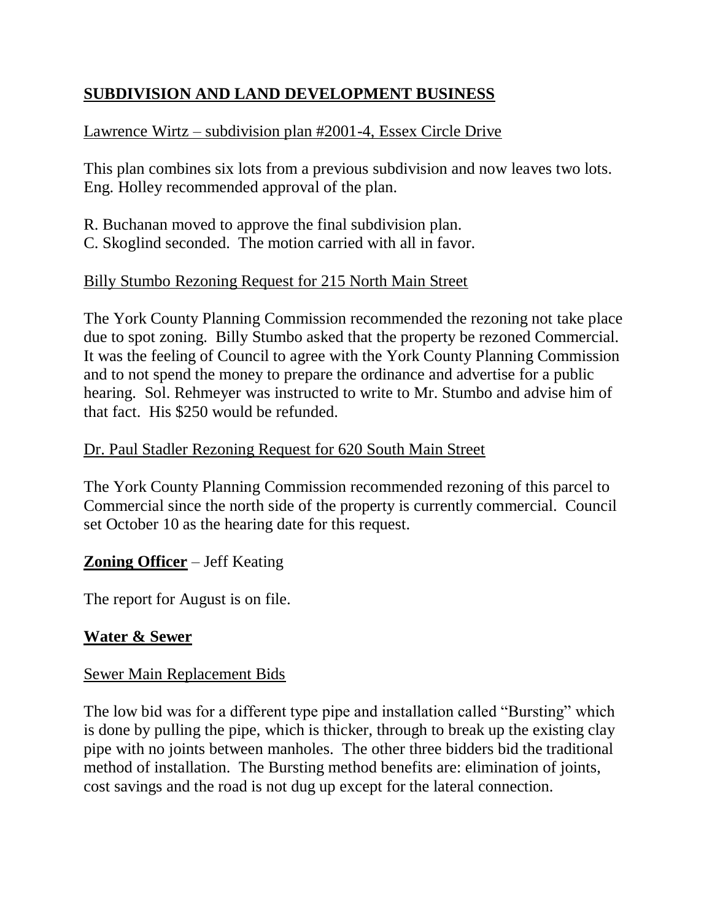## SUBDIVISION AND LAND DEVELOPMENT BUSINESS

Lawrence Wirtz – subdivision plan #2001-4, Essex Circle Drive

This plan combines six lots from a previous subdivision and now leaves two lots. Eng. Holley recommended approval of the plan.

R. Buchanan moved to approve the final subdivision plan.
C. Skoglind seconded. The motion carried with all in favor.

Billy Stumbo Rezoning Request for 215 North Main Street

The York County Planning Commission recommended the rezoning not take place due to spot zoning. Billy Stumbo asked that the property be rezoned Commercial. It was the feeling of Council to agree with the York County Planning Commission and to not spend the money to prepare the ordinance and advertise for a public hearing. Sol. Rehmeyer was instructed to write to Mr. Stumbo and advise him of that fact. His $250 would be refunded.

Dr. Paul Stadler Rezoning Request for 620 South Main Street

The York County Planning Commission recommended rezoning of this parcel to Commercial since the north side of the property is currently commercial. Council set October 10 as the hearing date for this request.

**Zoning Officer** – Jeff Keating

The report for August is on file.

## Water & Sewer

Sewer Main Replacement Bids

The low bid was for a different type pipe and installation called "Bursting" which is done by pulling the pipe, which is thicker, through to break up the existing clay pipe with no joints between manholes. The other three bidders bid the traditional method of installation. The Bursting method benefits are: elimination of joints, cost savings and the road is not dug up except for the lateral connection.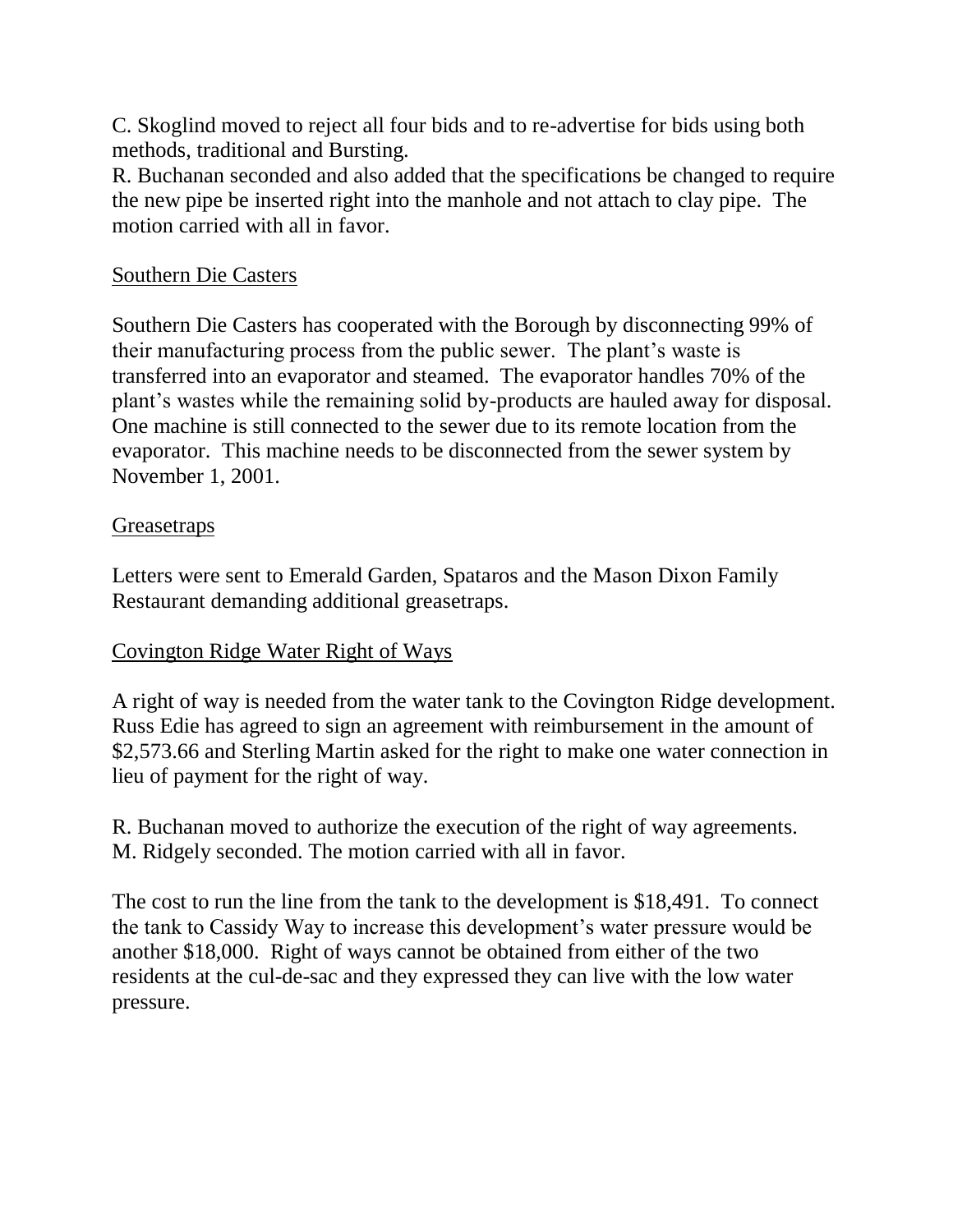C. Skoglind moved to reject all four bids and to re-advertise for bids using both methods, traditional and Bursting.
R. Buchanan seconded and also added that the specifications be changed to require the new pipe be inserted right into the manhole and not attach to clay pipe. The motion carried with all in favor.

<u>Southern Die Casters</u>

Southern Die Casters has cooperated with the Borough by disconnecting 99% of their manufacturing process from the public sewer. The plant's waste is transferred into an evaporator and steamed. The evaporator handles 70% of the plant's wastes while the remaining solid by-products are hauled away for disposal. One machine is still connected to the sewer due to its remote location from the evaporator. This machine needs to be disconnected from the sewer system by November 1, 2001.

<u>Greasetraps</u>

Letters were sent to Emerald Garden, Spataros and the Mason Dixon Family Restaurant demanding additional greasetraps.

<u>Covington Ridge Water Right of Ways</u>

A right of way is needed from the water tank to the Covington Ridge development. Russ Edie has agreed to sign an agreement with reimbursement in the amount of $2,573.66 and Sterling Martin asked for the right to make one water connection in lieu of payment for the right of way.

R. Buchanan moved to authorize the execution of the right of way agreements.
M. Ridgely seconded. The motion carried with all in favor.

The cost to run the line from the tank to the development is $18,491. To connect the tank to Cassidy Way to increase this development's water pressure would be another $18,000. Right of ways cannot be obtained from either of the two residents at the cul-de-sac and they expressed they can live with the low water pressure.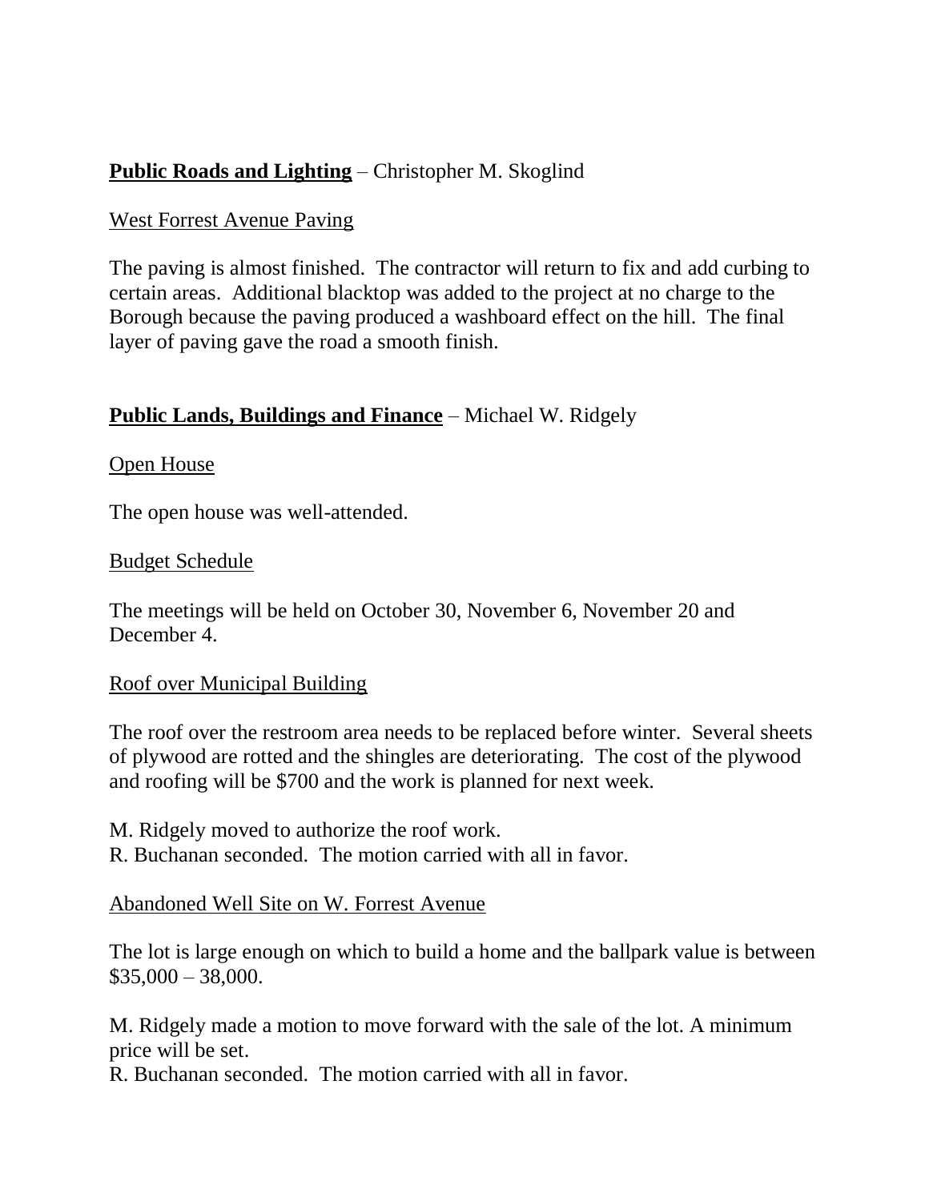**Public Roads and Lighting** – Christopher M. Skoglind

West Forrest Avenue Paving

The paving is almost finished. The contractor will return to fix and add curbing to certain areas. Additional blacktop was added to the project at no charge to the Borough because the paving produced a washboard effect on the hill. The final layer of paving gave the road a smooth finish.

**Public Lands, Buildings and Finance** – Michael W. Ridgely

Open House

The open house was well-attended.

Budget Schedule

The meetings will be held on October 30, November 6, November 20 and December 4.

Roof over Municipal Building

The roof over the restroom area needs to be replaced before winter. Several sheets of plywood are rotted and the shingles are deteriorating. The cost of the plywood and roofing will be $700 and the work is planned for next week.

M. Ridgely moved to authorize the roof work.
R. Buchanan seconded. The motion carried with all in favor.

Abandoned Well Site on W. Forrest Avenue

The lot is large enough on which to build a home and the ballpark value is between $35,000 – 38,000.

M. Ridgely made a motion to move forward with the sale of the lot. A minimum price will be set.
R. Buchanan seconded. The motion carried with all in favor.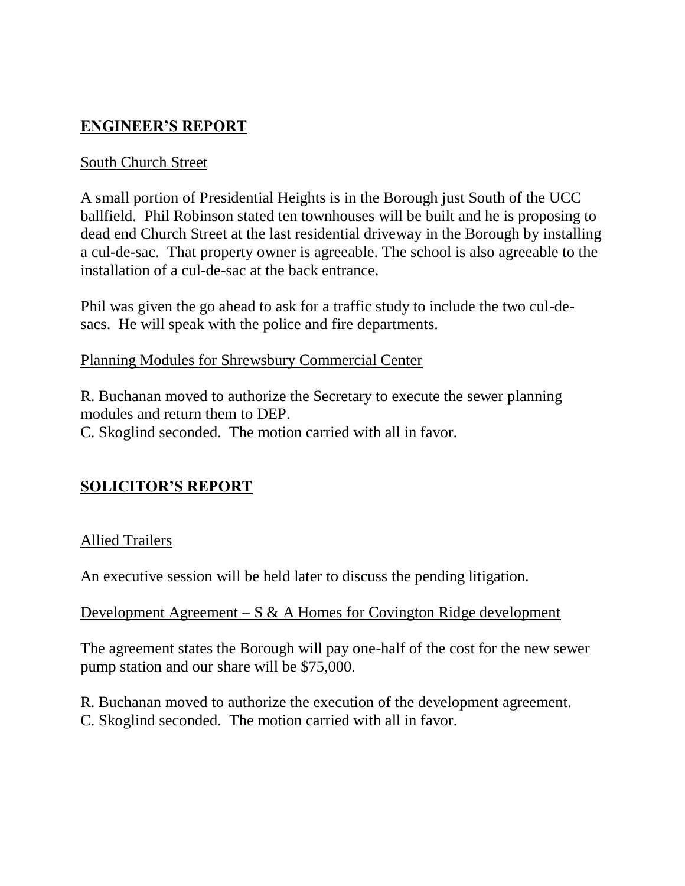## **ENGINEER'S REPORT**

South Church Street

A small portion of Presidential Heights is in the Borough just South of the UCC ballfield. Phil Robinson stated ten townhouses will be built and he is proposing to dead end Church Street at the last residential driveway in the Borough by installing a cul-de-sac. That property owner is agreeable. The school is also agreeable to the installation of a cul-de-sac at the back entrance.

Phil was given the go ahead to ask for a traffic study to include the two cul-de-sacs. He will speak with the police and fire departments.

Planning Modules for Shrewsbury Commercial Center

R. Buchanan moved to authorize the Secretary to execute the sewer planning modules and return them to DEP.
C. Skoglind seconded. The motion carried with all in favor.

## **SOLICITOR'S REPORT**

Allied Trailers

An executive session will be held later to discuss the pending litigation.

Development Agreement – S & A Homes for Covington Ridge development

The agreement states the Borough will pay one-half of the cost for the new sewer pump station and our share will be $75,000.

R. Buchanan moved to authorize the execution of the development agreement.
C. Skoglind seconded. The motion carried with all in favor.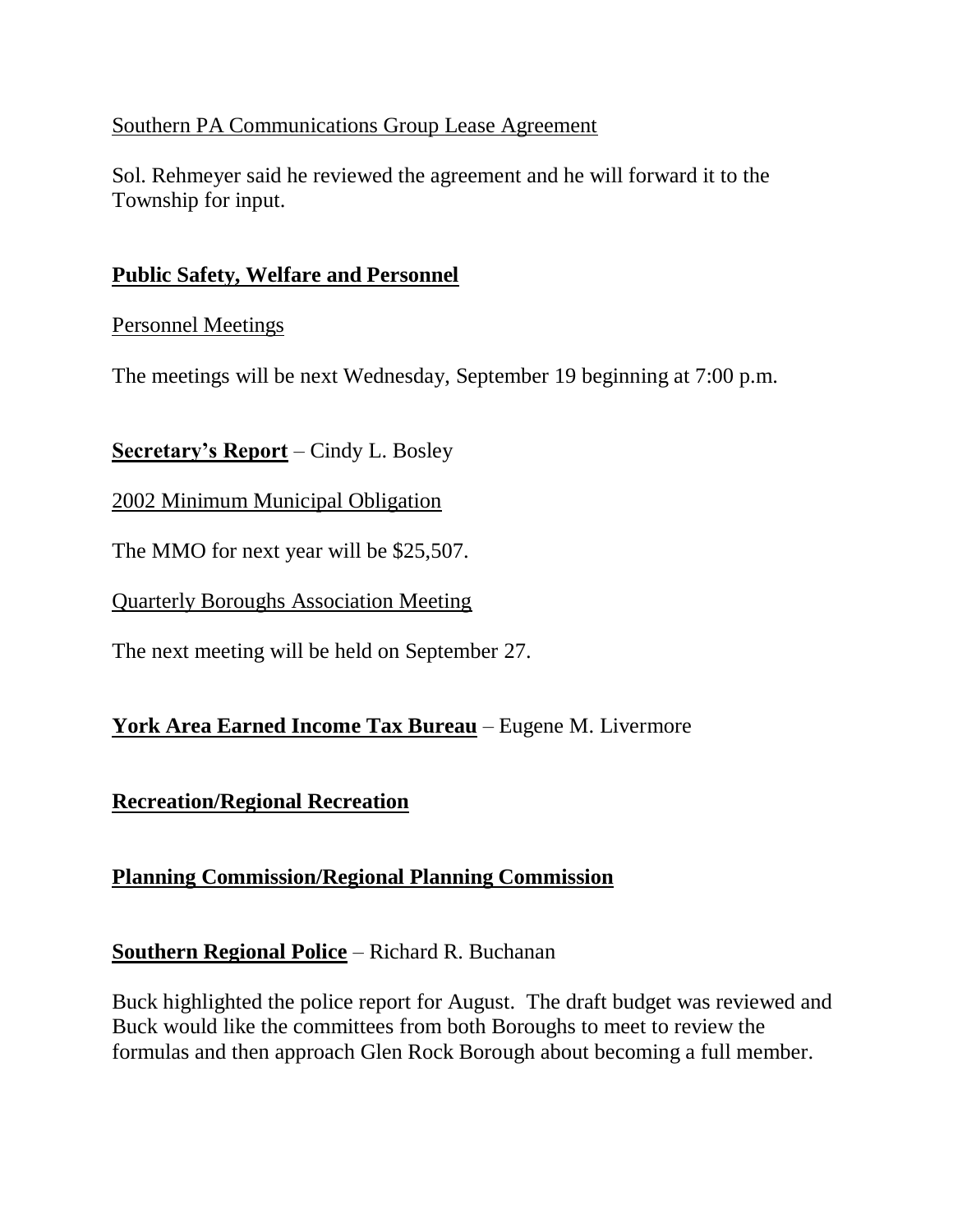Southern PA Communications Group Lease Agreement

Sol. Rehmeyer said he reviewed the agreement and he will forward it to the Township for input.

## Public Safety, Welfare and Personnel

Personnel Meetings

The meetings will be next Wednesday, September 19 beginning at 7:00 p.m.

**Secretary's Report** – Cindy L. Bosley

2002 Minimum Municipal Obligation

The MMO for next year will be $25,507.

Quarterly Boroughs Association Meeting

The next meeting will be held on September 27.

**York Area Earned Income Tax Bureau** – Eugene M. Livermore

## Recreation/Regional Recreation

## Planning Commission/Regional Planning Commission

**Southern Regional Police** – Richard R. Buchanan

Buck highlighted the police report for August. The draft budget was reviewed and Buck would like the committees from both Boroughs to meet to review the formulas and then approach Glen Rock Borough about becoming a full member.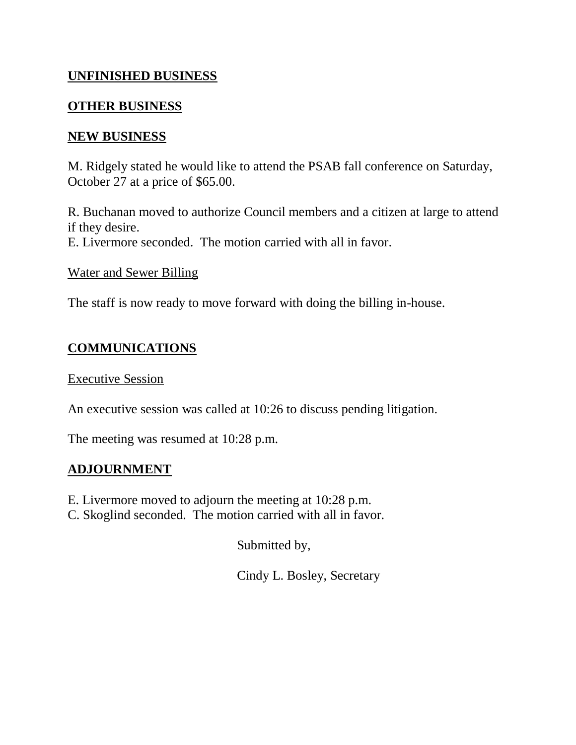## UNFINISHED BUSINESS

## OTHER BUSINESS

## NEW BUSINESS

M. Ridgely stated he would like to attend the PSAB fall conference on Saturday, October 27 at a price of $65.00.

R. Buchanan moved to authorize Council members and a citizen at large to attend if they desire.
E. Livermore seconded. The motion carried with all in favor.

### Water and Sewer Billing

The staff is now ready to move forward with doing the billing in-house.

## COMMUNICATIONS

### Executive Session

An executive session was called at 10:26 to discuss pending litigation.

The meeting was resumed at 10:28 p.m.

## ADJOURNMENT

E. Livermore moved to adjourn the meeting at 10:28 p.m.
C. Skoglind seconded. The motion carried with all in favor.

Submitted by,

Cindy L. Bosley, Secretary